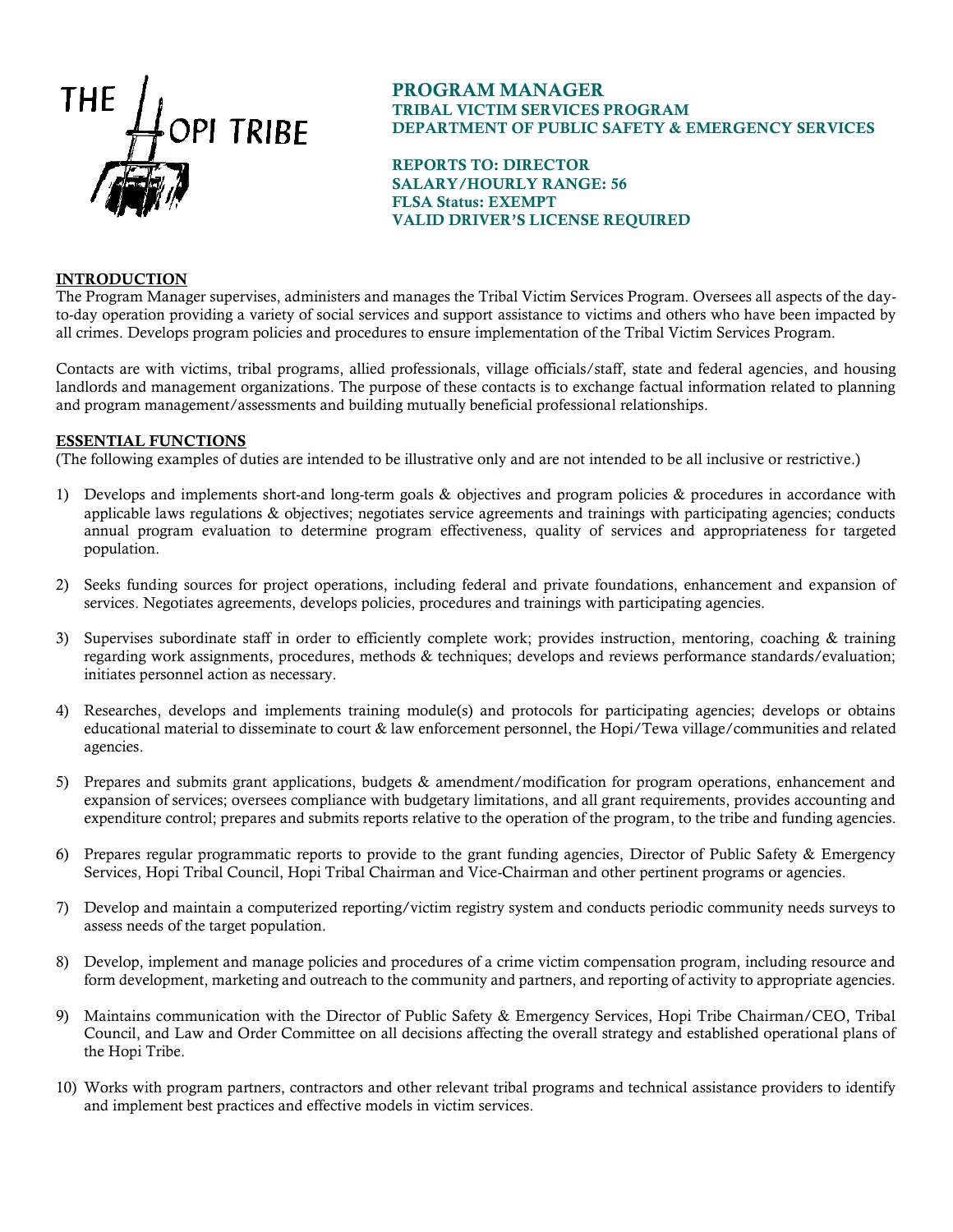THE HOPI TRIBE

# PROGRAM MANAGER
## TRIBAL VICTIM SERVICES PROGRAM
## DEPARTMENT OF PUBLIC SAFETY & EMERGENCY SERVICES

**REPORTS TO: DIRECTOR**
**SALARY/HOURLY RANGE: 56**
**FLSA Status: EXEMPT**
**VALID DRIVER'S LICENSE REQUIRED**

## INTRODUCTION

The Program Manager supervises, administers and manages the Tribal Victim Services Program. Oversees all aspects of the day-to-day operation providing a variety of social services and support assistance to victims and others who have been impacted by all crimes. Develops program policies and procedures to ensure implementation of the Tribal Victim Services Program.

Contacts are with victims, tribal programs, allied professionals, village officials/staff, state and federal agencies, and housing landlords and management organizations. The purpose of these contacts is to exchange factual information related to planning and program management/assessments and building mutually beneficial professional relationships.

## ESSENTIAL FUNCTIONS

(The following examples of duties are intended to be illustrative only and are not intended to be all inclusive or restrictive.)

1) Develops and implements short-and long-term goals & objectives and program policies & procedures in accordance with applicable laws regulations & objectives; negotiates service agreements and trainings with participating agencies; conducts annual program evaluation to determine program effectiveness, quality of services and appropriateness for targeted population.

2) Seeks funding sources for project operations, including federal and private foundations, enhancement and expansion of services. Negotiates agreements, develops policies, procedures and trainings with participating agencies.

3) Supervises subordinate staff in order to efficiently complete work; provides instruction, mentoring, coaching & training regarding work assignments, procedures, methods & techniques; develops and reviews performance standards/evaluation; initiates personnel action as necessary.

4) Researches, develops and implements training module(s) and protocols for participating agencies; develops or obtains educational material to disseminate to court & law enforcement personnel, the Hopi/Tewa village/communities and related agencies.

5) Prepares and submits grant applications, budgets & amendment/modification for program operations, enhancement and expansion of services; oversees compliance with budgetary limitations, and all grant requirements, provides accounting and expenditure control; prepares and submits reports relative to the operation of the program, to the tribe and funding agencies.

6) Prepares regular programmatic reports to provide to the grant funding agencies, Director of Public Safety & Emergency Services, Hopi Tribal Council, Hopi Tribal Chairman and Vice-Chairman and other pertinent programs or agencies.

7) Develop and maintain a computerized reporting/victim registry system and conducts periodic community needs surveys to assess needs of the target population.

8) Develop, implement and manage policies and procedures of a crime victim compensation program, including resource and form development, marketing and outreach to the community and partners, and reporting of activity to appropriate agencies.

9) Maintains communication with the Director of Public Safety & Emergency Services, Hopi Tribe Chairman/CEO, Tribal Council, and Law and Order Committee on all decisions affecting the overall strategy and established operational plans of the Hopi Tribe.

10) Works with program partners, contractors and other relevant tribal programs and technical assistance providers to identify and implement best practices and effective models in victim services.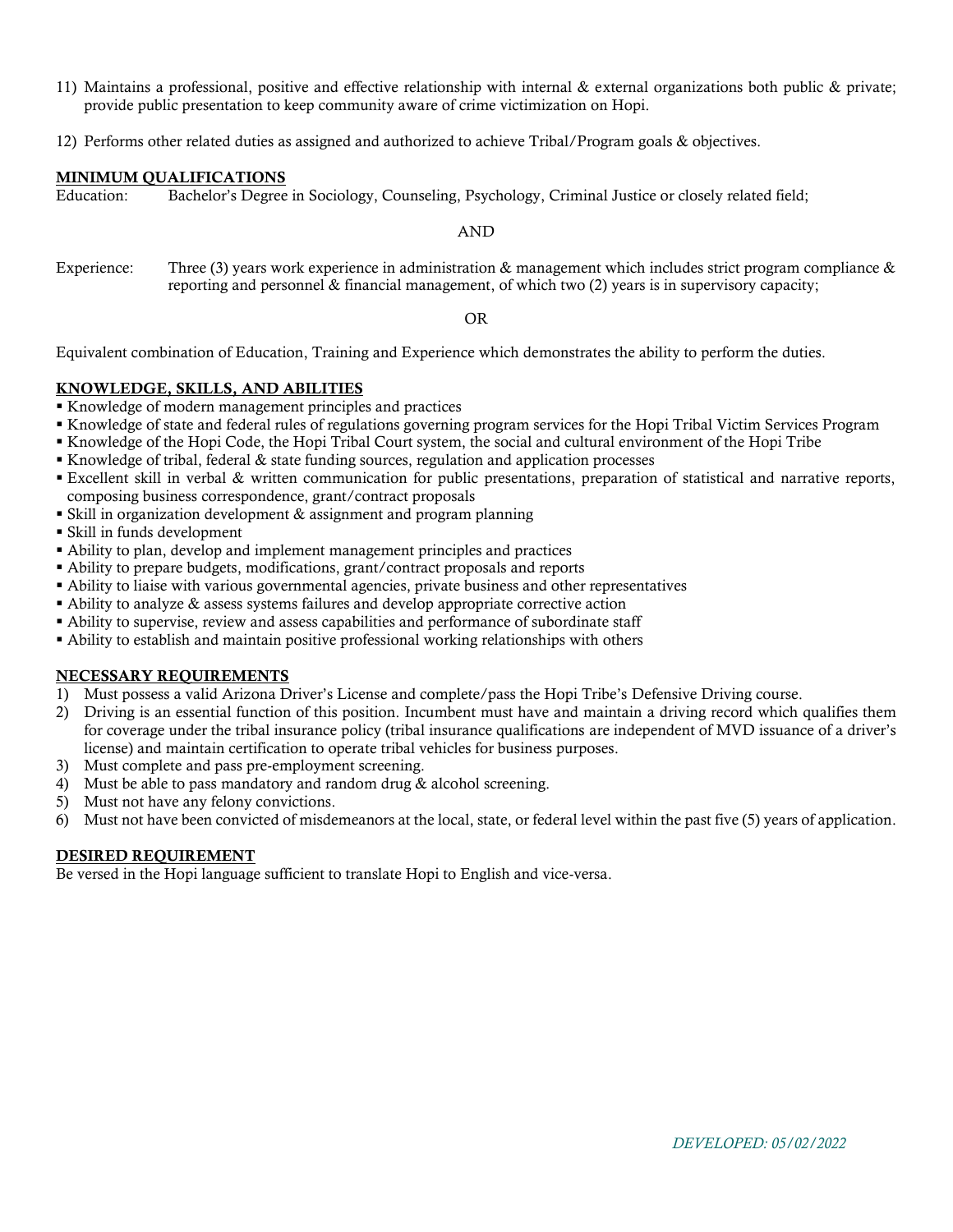11) Maintains a professional, positive and effective relationship with internal & external organizations both public & private; provide public presentation to keep community aware of crime victimization on Hopi.

12) Performs other related duties as assigned and authorized to achieve Tribal/Program goals & objectives.

## MINIMUM QUALIFICATIONS

Education: Bachelor's Degree in Sociology, Counseling, Psychology, Criminal Justice or closely related field;

AND

Experience: Three (3) years work experience in administration & management which includes strict program compliance & reporting and personnel & financial management, of which two (2) years is in supervisory capacity;

OR

Equivalent combination of Education, Training and Experience which demonstrates the ability to perform the duties.

## KNOWLEDGE, SKILLS, AND ABILITIES

- Knowledge of modern management principles and practices
- Knowledge of state and federal rules of regulations governing program services for the Hopi Tribal Victim Services Program
- Knowledge of the Hopi Code, the Hopi Tribal Court system, the social and cultural environment of the Hopi Tribe
- Knowledge of tribal, federal & state funding sources, regulation and application processes
- Excellent skill in verbal & written communication for public presentations, preparation of statistical and narrative reports, composing business correspondence, grant/contract proposals
- Skill in organization development & assignment and program planning
- Skill in funds development
- Ability to plan, develop and implement management principles and practices
- Ability to prepare budgets, modifications, grant/contract proposals and reports
- Ability to liaise with various governmental agencies, private business and other representatives
- Ability to analyze & assess systems failures and develop appropriate corrective action
- Ability to supervise, review and assess capabilities and performance of subordinate staff
- Ability to establish and maintain positive professional working relationships with others

## NECESSARY REQUIREMENTS

1) Must possess a valid Arizona Driver's License and complete/pass the Hopi Tribe's Defensive Driving course.
2) Driving is an essential function of this position. Incumbent must have and maintain a driving record which qualifies them for coverage under the tribal insurance policy (tribal insurance qualifications are independent of MVD issuance of a driver's license) and maintain certification to operate tribal vehicles for business purposes.
3) Must complete and pass pre-employment screening.
4) Must be able to pass mandatory and random drug & alcohol screening.
5) Must not have any felony convictions.
6) Must not have been convicted of misdemeanors at the local, state, or federal level within the past five (5) years of application.

## DESIRED REQUIREMENT

Be versed in the Hopi language sufficient to translate Hopi to English and vice-versa.

*DEVELOPED: 05/02/2022*